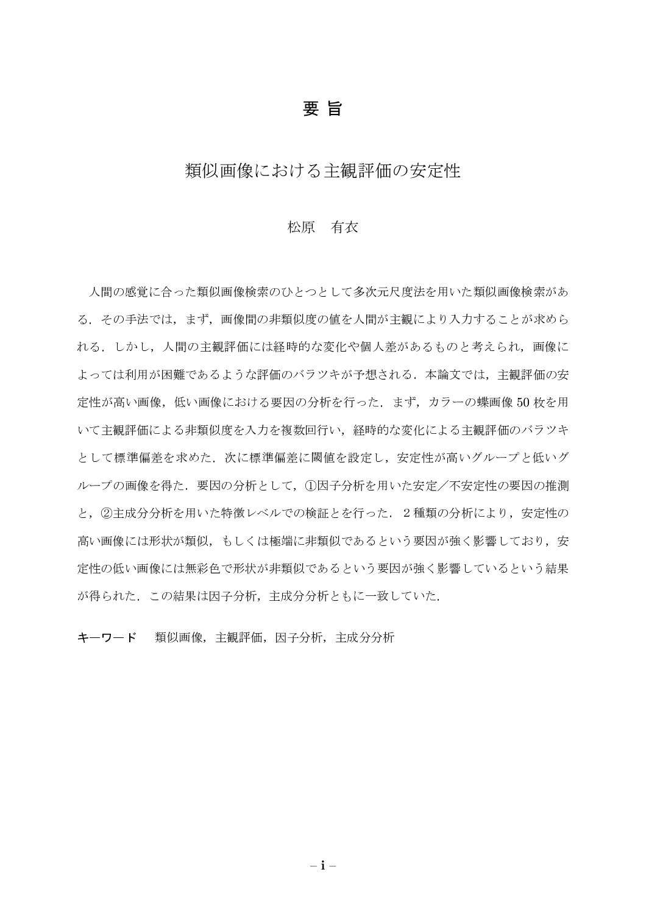# 要旨

## 類似画像における主観評価の安定性

松原　有衣

人間の感覚に合った類似画像検索のひとつとして多次元尺度法を用いた類似画像検索がある．その手法では，まず，画像間の非類似度の値を人間が主観により入力することが求められる．しかし，人間の主観評価には経時的な変化や個人差があるものと考えられ，画像によっては利用が困難であるような評価のバラツキが予想される．本論文では，主観評価の安定性が高い画像，低い画像における要因の分析を行った．まず，カラーの蝶画像 50 枚を用いて主観評価による非類似度を入力を複数回行い，経時的な変化による主観評価のバラツキとして標準偏差を求めた．次に標準偏差に閾値を設定し，安定性が高いグループと低いグループの画像を得た．要因の分析として，①因子分析を用いた安定／不安定性の要因の推測と，②主成分分析を用いた特徴レベルでの検証とを行った．２種類の分析により，安定性の高い画像には形状が類似，もしくは極端に非類似であるという要因が強く影響しており，安定性の低い画像には無彩色で形状が非類似であるという要因が強く影響しているという結果が得られた．この結果は因子分析，主成分分析ともに一致していた．

**キーワード**　類似画像，主観評価，因子分析，主成分分析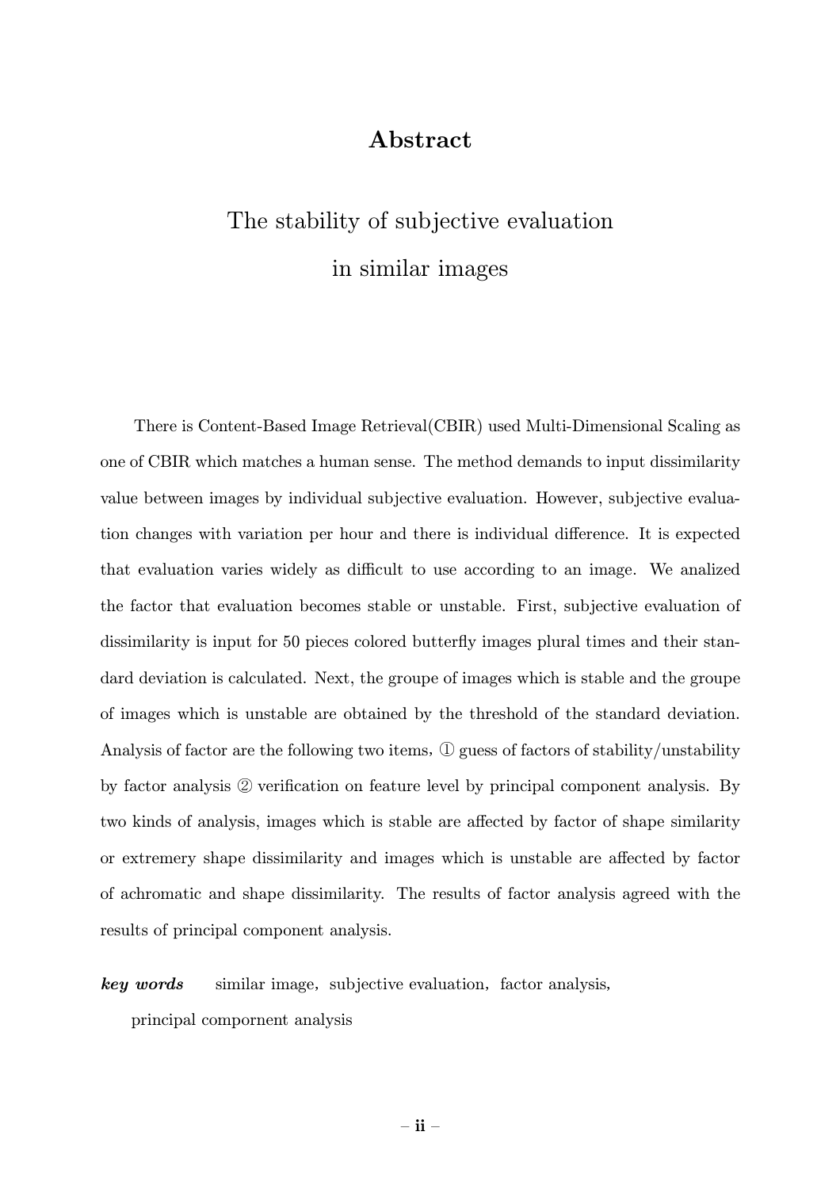# Abstract

## The stability of subjective evaluation in similar images

There is Content-Based Image Retrieval(CBIR) used Multi-Dimensional Scaling as one of CBIR which matches a human sense. The method demands to input dissimilarity value between images by individual subjective evaluation. However, subjective evaluation changes with variation per hour and there is individual difference. It is expected that evaluation varies widely as difficult to use according to an image. We analized the factor that evaluation becomes stable or unstable. First, subjective evaluation of dissimilarity is input for 50 pieces colored butterfly images plural times and their standard deviation is calculated. Next, the groupe of images which is stable and the groupe of images which is unstable are obtained by the threshold of the standard deviation. Analysis of factor are the following two items, ① guess of factors of stability/unstability by factor analysis ② verification on feature level by principal component analysis. By two kinds of analysis, images which is stable are affected by factor of shape similarity or extremery shape dissimilarity and images which is unstable are affected by factor of achromatic and shape dissimilarity. The results of factor analysis agreed with the results of principal component analysis.

***key words*** similar image, subjective evaluation, factor analysis, principal compornent analysis